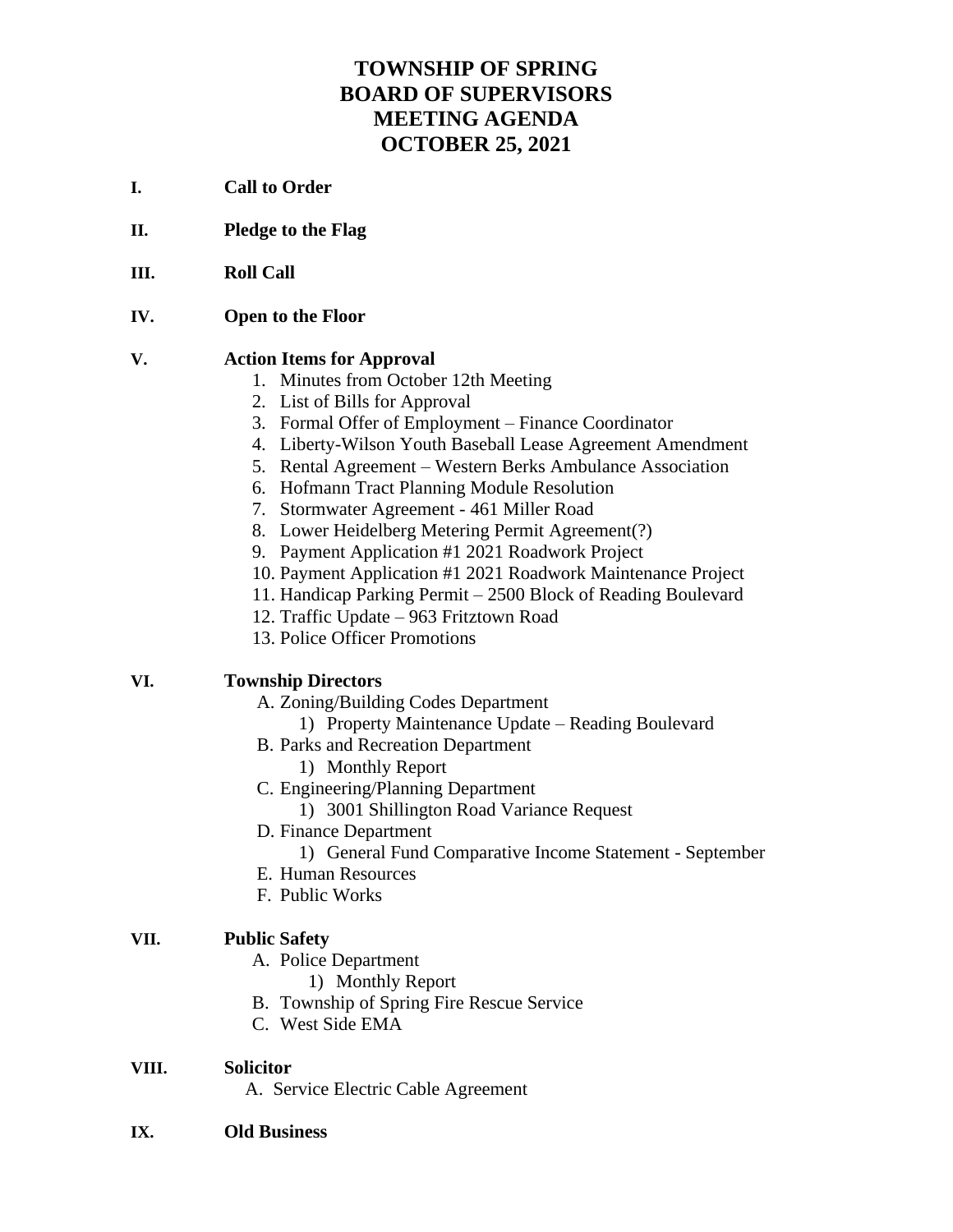# TOWNSHIP OF SPRING
# BOARD OF SUPERVISORS
# MEETING AGENDA
# OCTOBER 25, 2021

**I. Call to Order**

**II. Pledge to the Flag**

**III. Roll Call**

**IV. Open to the Floor**

**V. Action Items for Approval**

1. Minutes from October 12th Meeting
2. List of Bills for Approval
3. Formal Offer of Employment – Finance Coordinator
4. Liberty-Wilson Youth Baseball Lease Agreement Amendment
5. Rental Agreement – Western Berks Ambulance Association
6. Hofmann Tract Planning Module Resolution
7. Stormwater Agreement - 461 Miller Road
8. Lower Heidelberg Metering Permit Agreement(?)
9. Payment Application #1 2021 Roadwork Project
10. Payment Application #1 2021 Roadwork Maintenance Project
11. Handicap Parking Permit – 2500 Block of Reading Boulevard
12. Traffic Update – 963 Fritztown Road
13. Police Officer Promotions

**VI. Township Directors**

A. Zoning/Building Codes Department
   1) Property Maintenance Update – Reading Boulevard

B. Parks and Recreation Department
   1) Monthly Report

C. Engineering/Planning Department
   1) 3001 Shillington Road Variance Request

D. Finance Department
   1) General Fund Comparative Income Statement - September

E. Human Resources

F. Public Works

**VII. Public Safety**

A. Police Department
   1) Monthly Report

B. Township of Spring Fire Rescue Service

C. West Side EMA

**VIII. Solicitor**

A. Service Electric Cable Agreement

**IX. Old Business**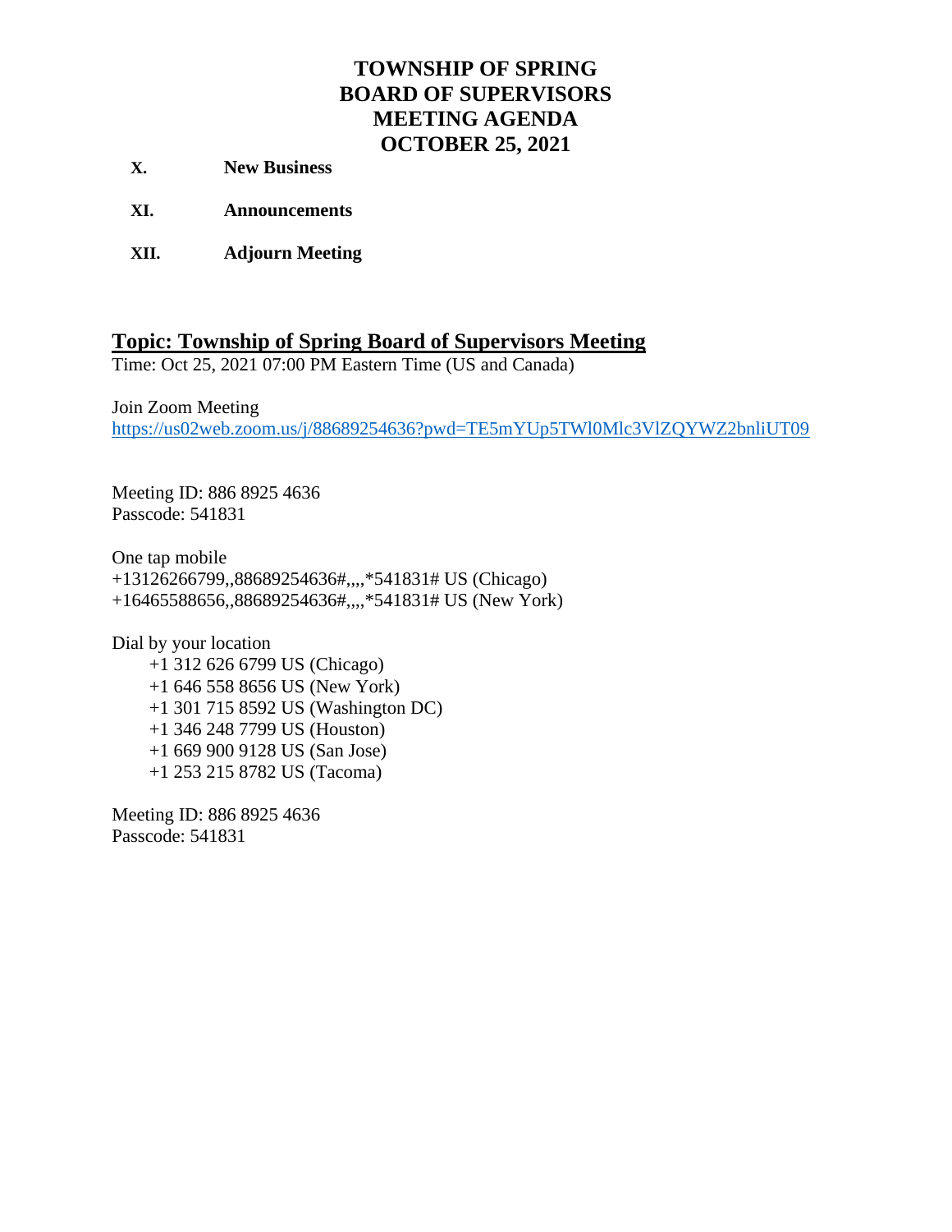**TOWNSHIP OF SPRING**
**BOARD OF SUPERVISORS**
**MEETING AGENDA**
**OCTOBER 25, 2021**

**X. New Business**

**XI. Announcements**

**XII. Adjourn Meeting**

## Topic: Township of Spring Board of Supervisors Meeting

Time: Oct 25, 2021 07:00 PM Eastern Time (US and Canada)

Join Zoom Meeting
https://us02web.zoom.us/j/88689254636?pwd=TE5mYUp5TWl0Mlc3VlZQYWZ2bnliUT09

Meeting ID: 886 8925 4636
Passcode: 541831

One tap mobile
+13126266799,,88689254636#,,,,*541831# US (Chicago)
+16465588656,,88689254636#,,,,*541831# US (New York)

Dial by your location
+1 312 626 6799 US (Chicago)
+1 646 558 8656 US (New York)
+1 301 715 8592 US (Washington DC)
+1 346 248 7799 US (Houston)
+1 669 900 9128 US (San Jose)
+1 253 215 8782 US (Tacoma)

Meeting ID: 886 8925 4636
Passcode: 541831